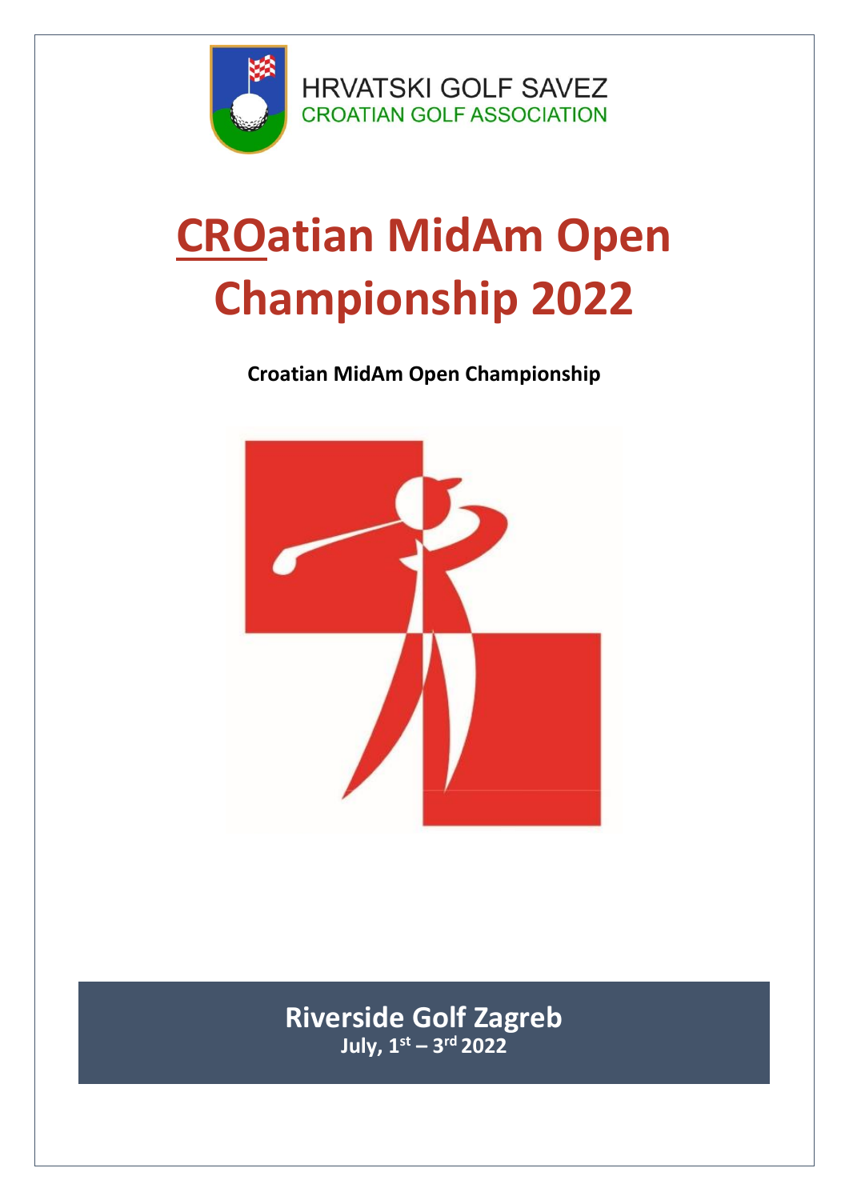HRVATSKI GOLF SAVEZ
CROATIAN GOLF ASSOCIATION

# CROatian MidAm Open Championship 2022

**Croatian MidAm Open Championship**

**Riverside Golf Zagreb**
**July, 1st – 3rd 2022**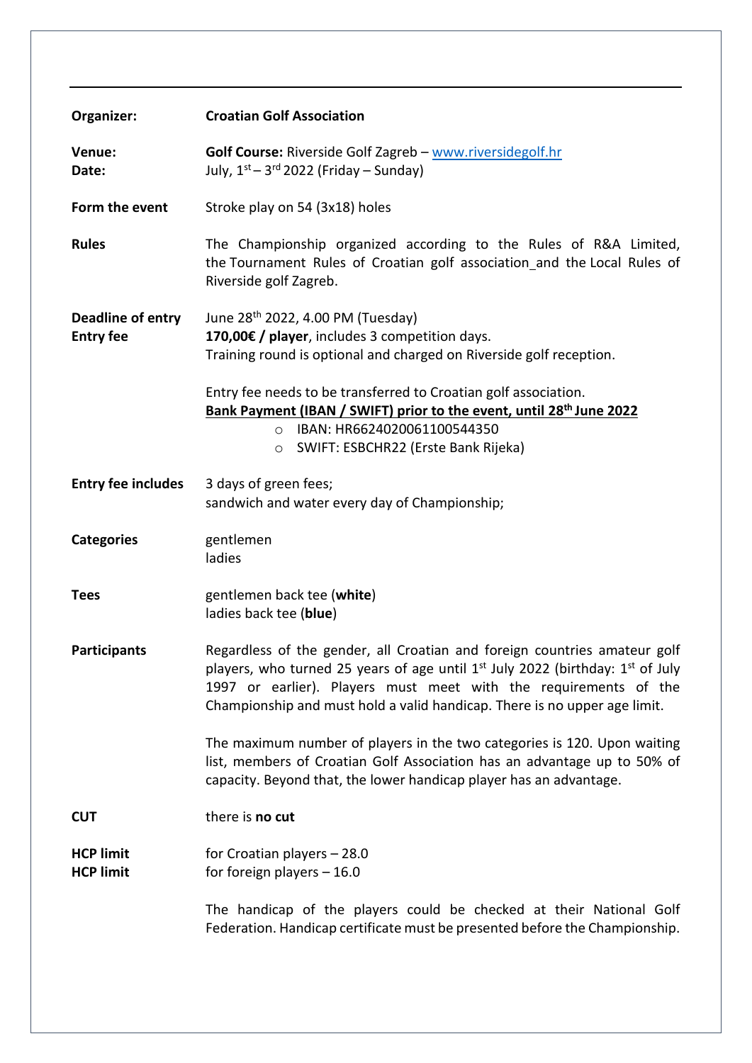**Organizer:** **Croatian Golf Association**

**Venue:** **Golf Course:** Riverside Golf Zagreb – [www.riversidegolf.hr](http://www.riversidegolf.hr)
**Date:** July, 1st – 3rd 2022 (Friday – Sunday)

**Form the event** Stroke play on 54 (3x18) holes

**Rules** The Championship organized according to the Rules of R&A Limited, the Tournament Rules of Croatian golf association_and the Local Rules of Riverside golf Zagreb.

**Deadline of entry** June 28th 2022, 4.00 PM (Tuesday)
**Entry fee** **170,00€ / player**, includes 3 competition days.
Training round is optional and charged on Riverside golf reception.

Entry fee needs to be transferred to Croatian golf association.
**Bank Payment (IBAN / SWIFT) prior to the event, until 28th June 2022**

- IBAN: HR6624020061100544350
- SWIFT: ESBCHR22 (Erste Bank Rijeka)

**Entry fee includes** 3 days of green fees;
sandwich and water every day of Championship;

**Categories** gentlemen
ladies

**Tees** gentlemen back tee (**white**)
ladies back tee (**blue**)

**Participants** Regardless of the gender, all Croatian and foreign countries amateur golf players, who turned 25 years of age until 1st July 2022 (birthday: 1st of July 1997 or earlier). Players must meet with the requirements of the Championship and must hold a valid handicap. There is no upper age limit.

The maximum number of players in the two categories is 120. Upon waiting list, members of Croatian Golf Association has an advantage up to 50% of capacity. Beyond that, the lower handicap player has an advantage.

**CUT** there is **no cut**

**HCP limit** for Croatian players – 28.0
**HCP limit** for foreign players – 16.0

The handicap of the players could be checked at their National Golf Federation. Handicap certificate must be presented before the Championship.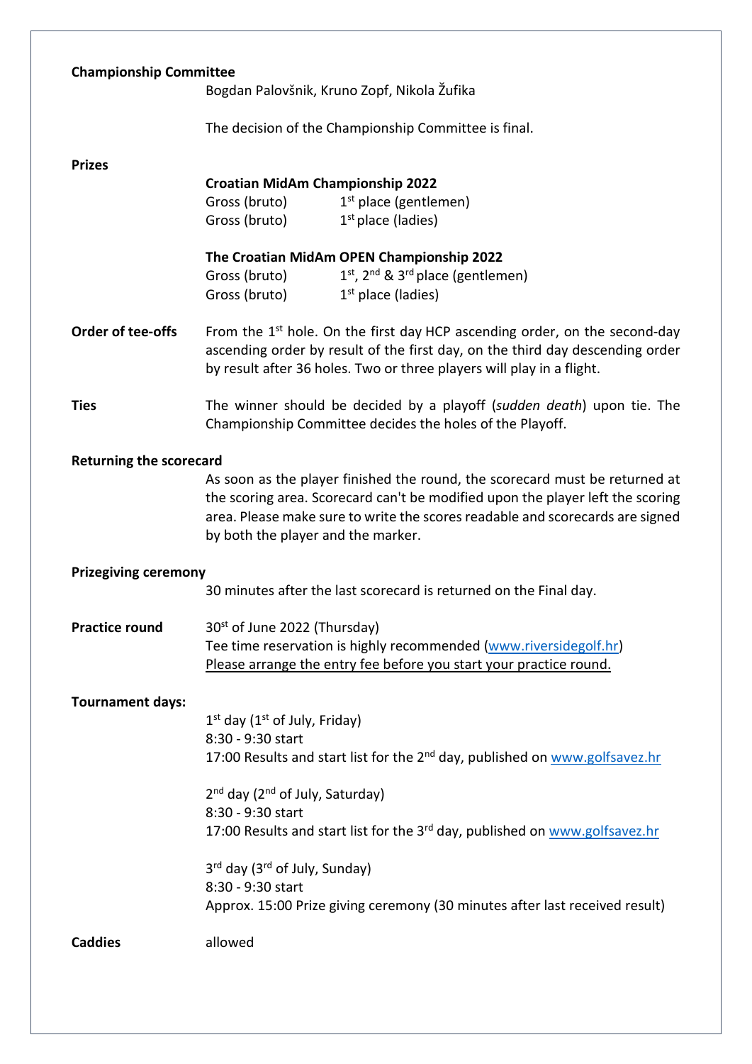**Championship Committee**

Bogdan Palovšnik, Kruno Zopf, Nikola Žufika

The decision of the Championship Committee is final.

**Prizes**

**Croatian MidAm Championship 2022**

Gross (bruto) 1st place (gentlemen)
Gross (bruto) 1st place (ladies)

**The Croatian MidAm OPEN Championship 2022**

Gross (bruto) 1st, 2nd & 3rd place (gentlemen)
Gross (bruto) 1st place (ladies)

**Order of tee-offs**

From the 1st hole. On the first day HCP ascending order, on the second-day ascending order by result of the first day, on the third day descending order by result after 36 holes. Two or three players will play in a flight.

**Ties**

The winner should be decided by a playoff (*sudden death*) upon tie. The Championship Committee decides the holes of the Playoff.

**Returning the scorecard**

As soon as the player finished the round, the scorecard must be returned at the scoring area. Scorecard can't be modified upon the player left the scoring area. Please make sure to write the scores readable and scorecards are signed by both the player and the marker.

**Prizegiving ceremony**

30 minutes after the last scorecard is returned on the Final day.

**Practice round**

30st of June 2022 (Thursday)
Tee time reservation is highly recommended (www.riversidegolf.hr)
Please arrange the entry fee before you start your practice round.

**Tournament days:**

1st day (1st of July, Friday)
8:30 - 9:30 start
17:00 Results and start list for the 2nd day, published on www.golfsavez.hr

2nd day (2nd of July, Saturday)
8:30 - 9:30 start
17:00 Results and start list for the 3rd day, published on www.golfsavez.hr

3rd day (3rd of July, Sunday)
8:30 - 9:30 start
Approx. 15:00 Prize giving ceremony (30 minutes after last received result)

**Caddies**

allowed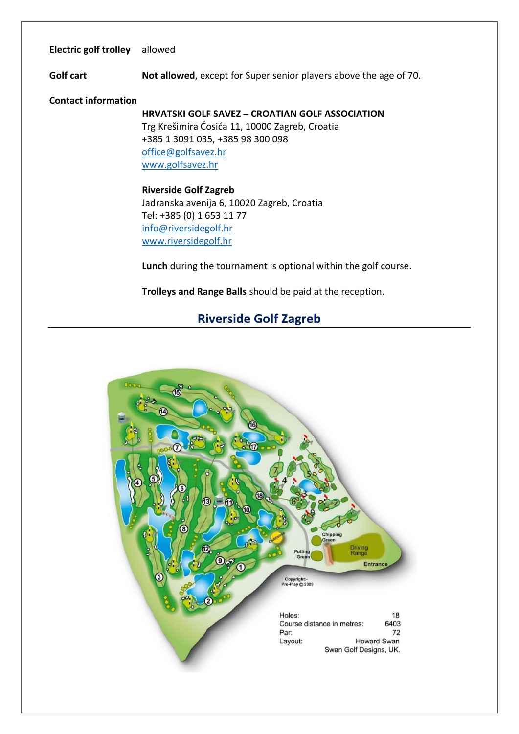**Electric golf trolley** allowed

**Golf cart** **Not allowed**, except for Super senior players above the age of 70.

**Contact information**

**HRVATSKI GOLF SAVEZ – CROATIAN GOLF ASSOCIATION**
Trg Krešimira Ćosića 11, 10000 Zagreb, Croatia
+385 1 3091 035, +385 98 300 098
office@golfsavez.hr
www.golfsavez.hr

**Riverside Golf Zagreb**
Jadranska avenija 6, 10020 Zagreb, Croatia
Tel: +385 (0) 1 653 11 77
info@riversidegolf.hr
www.riversidegolf.hr

**Lunch** during the tournament is optional within the golf course.

**Trolleys and Range Balls** should be paid at the reception.

## Riverside Golf Zagreb

Chipping Green
Putting Green
Driving Range
Entrance
Clubhouse
Copyright:- Pro-Play © 2009

Holes: 18
Course distance in metres: 6403
Par: 72
Layout: Howard Swan
Swan Golf Designs, UK.